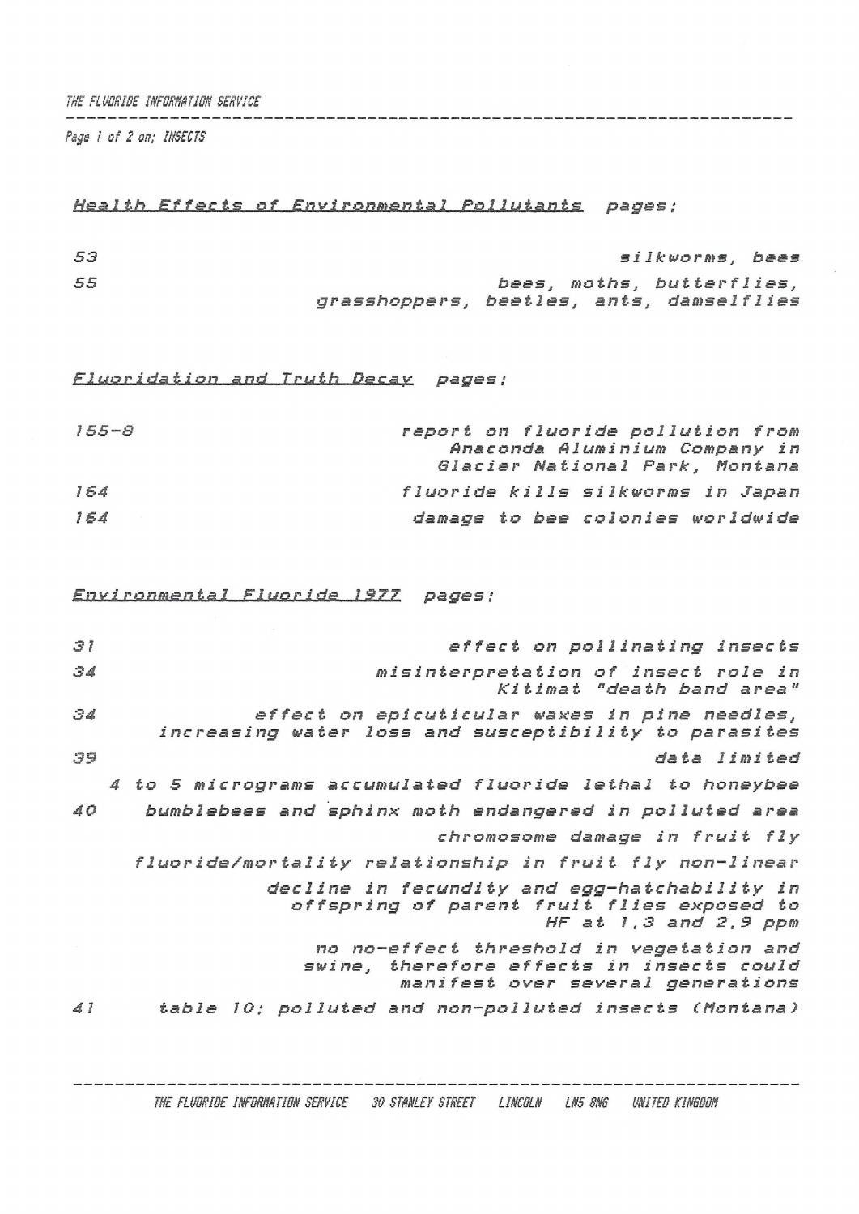Page 1 of 2 on; INSECTS

## *Health Effects of Environmental Pollutants* pages:

| | |
|---|---|
| 53 | silkworms, bees |
| 55 | bees, moths, butterflies, grasshoppers, beetles, ants, damselflies |

## *Fluoridation and Truth Decay* pages:

| | |
|---|---|
| 155-8 | report on fluoride pollution from Anaconda Aluminium Company in Glacier National Park, Montana |
| 164 | fluoride kills silkworms in Japan |
| 164 | damage to bee colonies worldwide |

## *Environmental Fluoride 1977* pages:

| | |
|---|---|
| 31 | effect on pollinating insects |
| 34 | misinterpretation of insect role in Kitimat "death band area" |
| 34 | effect on epicuticular waxes in pine needles, increasing water loss and susceptibility to parasites |
| 39 | data limited |
| | 4 to 5 micrograms accumulated fluoride lethal to honeybee |
| 40 | bumblebees and sphinx moth endangered in polluted area |
| | chromosome damage in fruit fly |
| | fluoride/mortality relationship in fruit fly non-linear |
| | decline in fecundity and egg-hatchability in offspring of parent fruit flies exposed to HF at 1.3 and 2.9 ppm |
| | no no-effect threshold in vegetation and swine, therefore effects in insects could manifest over several generations |
| 41 | table 10: polluted and non-polluted insects (Montana) |

THE FLUORIDE INFORMATION SERVICE 30 STANLEY STREET LINCOLN LN5 8NG UNITED KINGDOM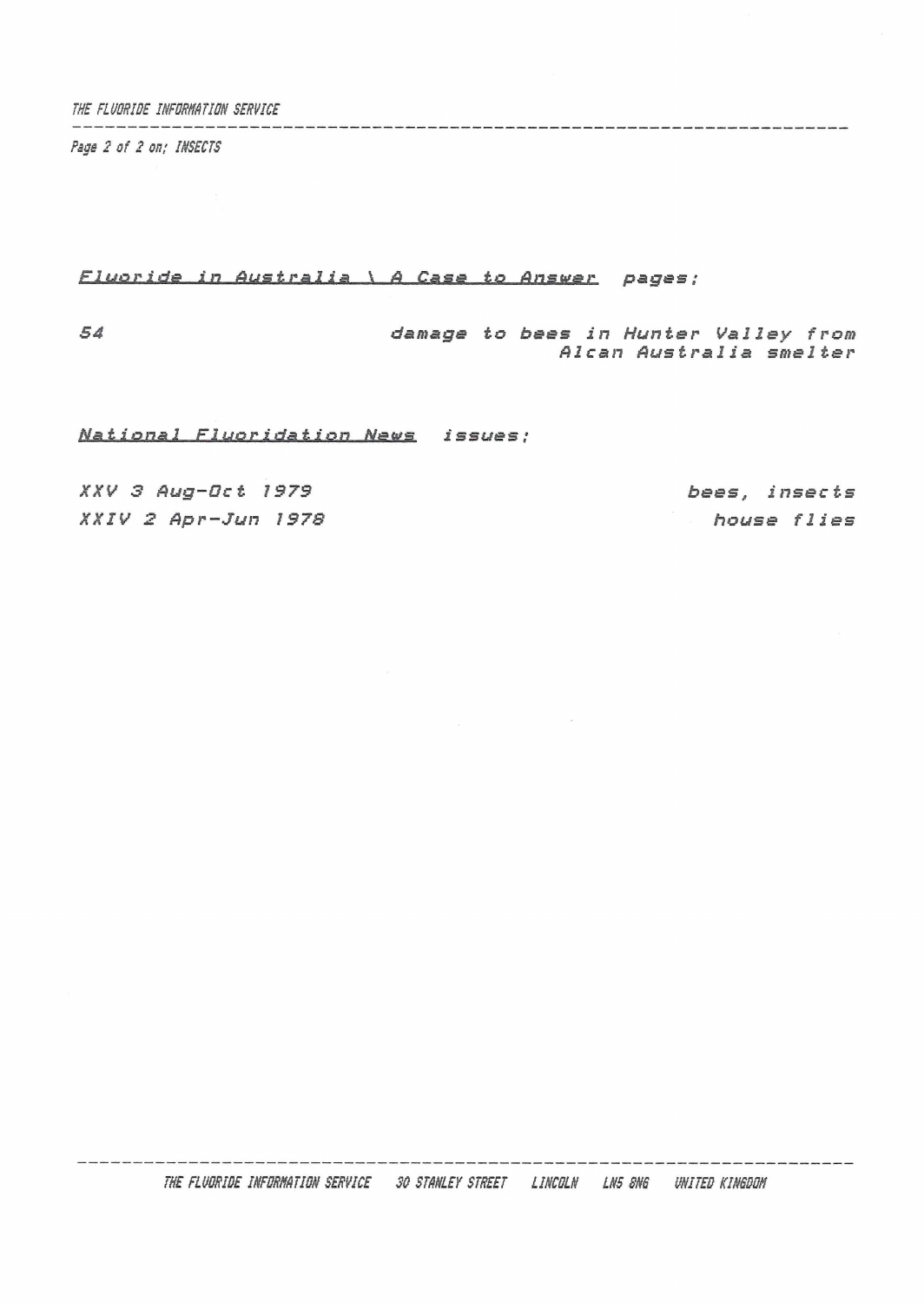<u>Fluoride in Australia \ A Case to Answer</u> pages;

| | |
|---|---|
| 54 | damage to bees in Hunter Valley from Alcan Australia smelter |

<u>National Fluoridation News</u> issues;

| | |
|---|---|
| XXV 3 Aug-Oct 1979 | bees, insects |
| XXIV 2 Apr-Jun 1978 | house flies |